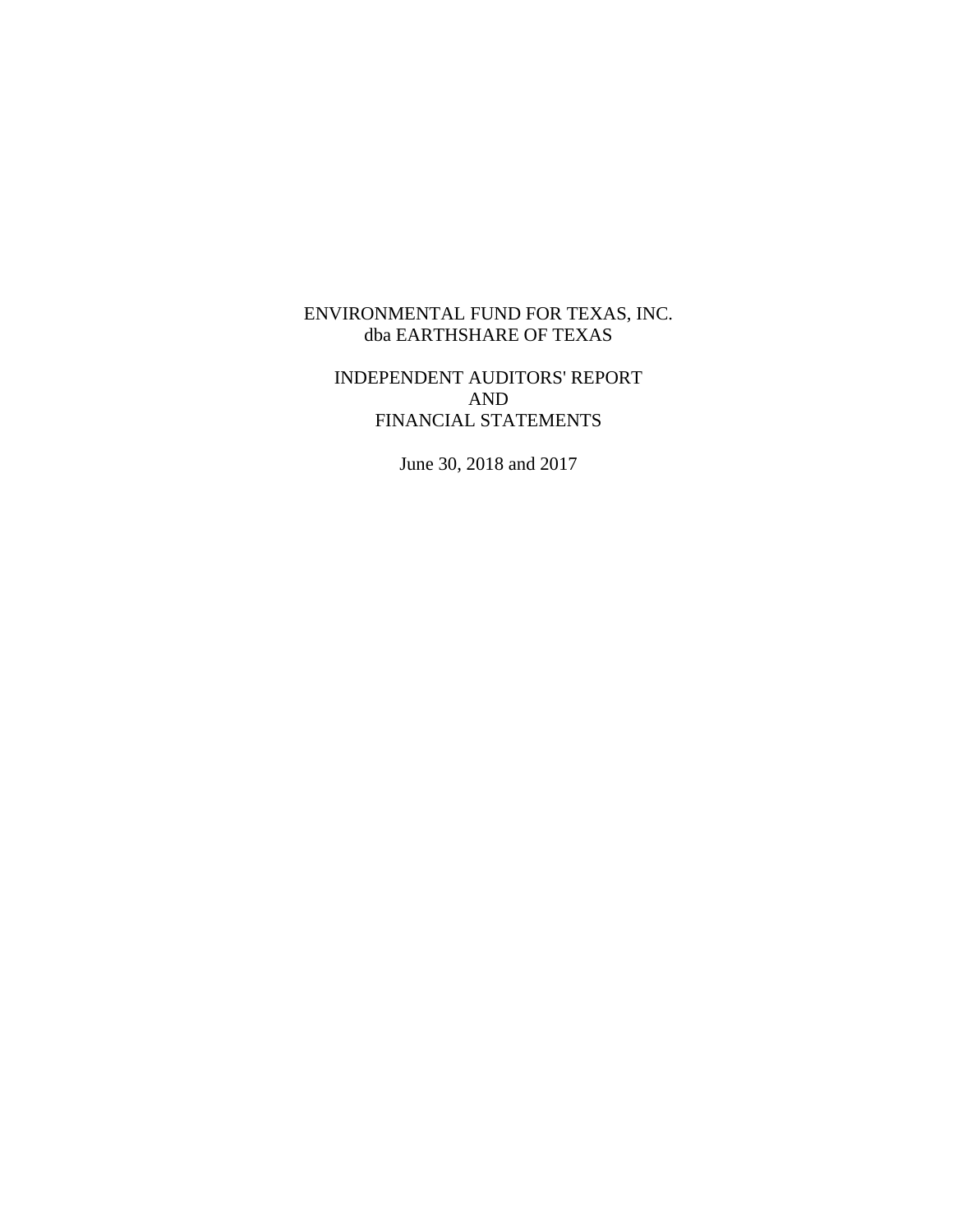# ENVIRONMENTAL FUND FOR TEXAS, INC.
## dba EARTHSHARE OF TEXAS

## INDEPENDENT AUDITORS' REPORT
## AND
## FINANCIAL STATEMENTS

June 30, 2018 and 2017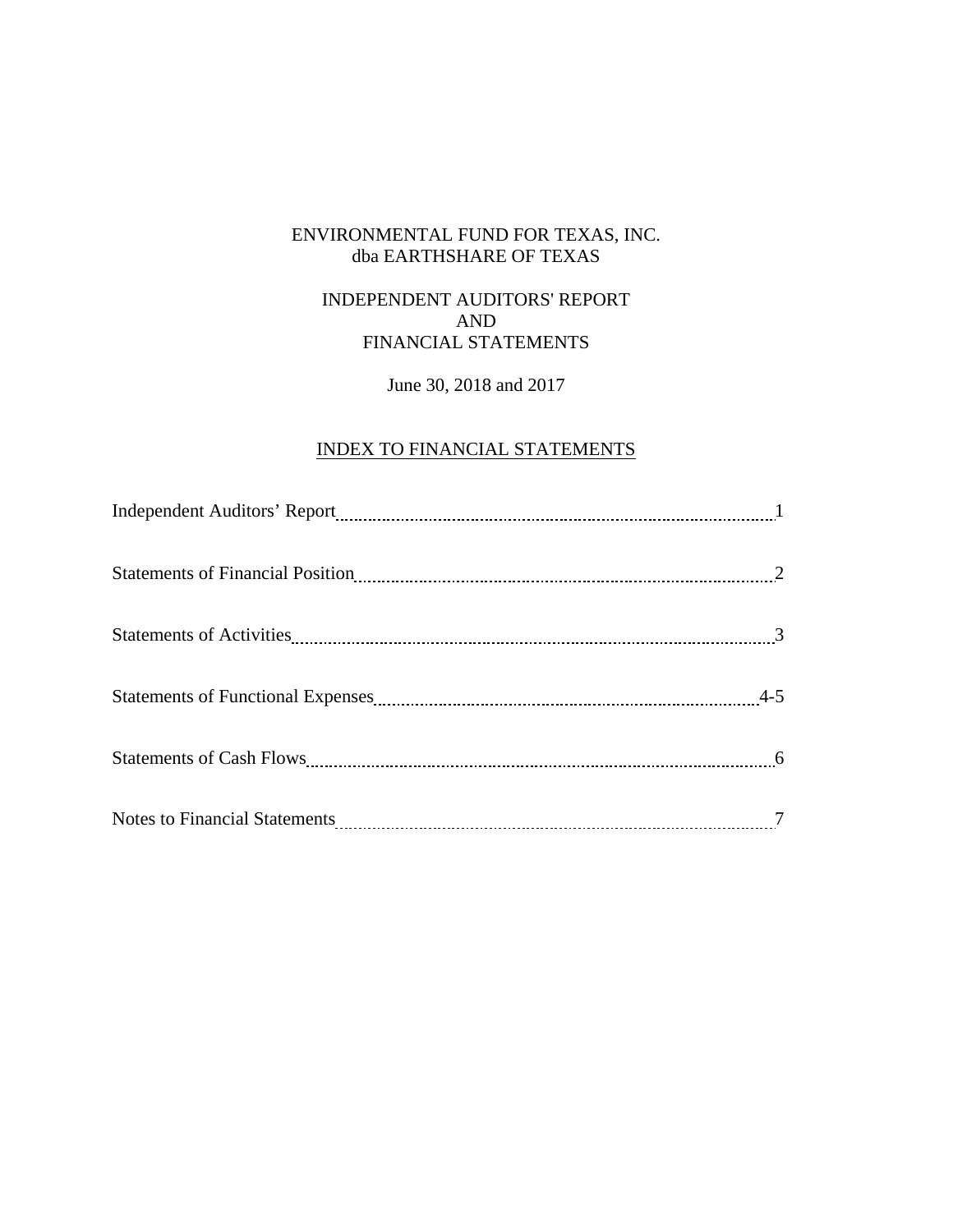# ENVIRONMENTAL FUND FOR TEXAS, INC.
## dba EARTHSHARE OF TEXAS

## INDEPENDENT AUDITORS' REPORT
## AND
## FINANCIAL STATEMENTS

June 30, 2018 and 2017

## INDEX TO FINANCIAL STATEMENTS

| | |
|---|---|
| Independent Auditors' Report | 1 |
| Statements of Financial Position | 2 |
| Statements of Activities | 3 |
| Statements of Functional Expenses | 4-5 |
| Statements of Cash Flows | 6 |
| Notes to Financial Statements | 7 |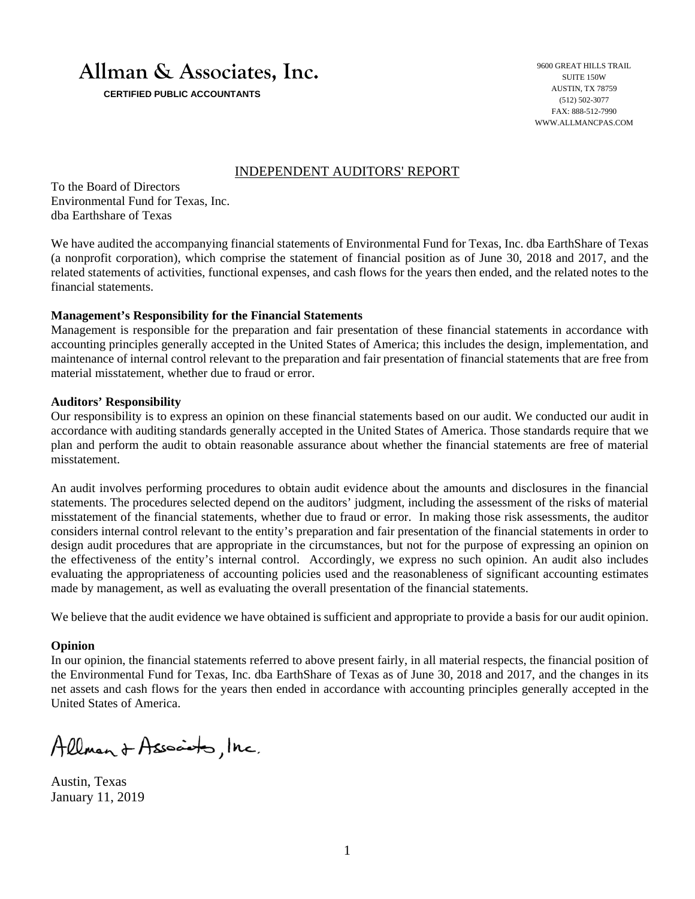# Allman & Associates, Inc.

**CERTIFIED PUBLIC ACCOUNTANTS**

9600 GREAT HILLS TRAIL
SUITE 150W
AUSTIN, TX 78759
(512) 502-3077
FAX: 888-512-7990
WWW.ALLMANCPAS.COM

## INDEPENDENT AUDITORS' REPORT

To the Board of Directors
Environmental Fund for Texas, Inc.
dba Earthshare of Texas

We have audited the accompanying financial statements of Environmental Fund for Texas, Inc. dba EarthShare of Texas (a nonprofit corporation), which comprise the statement of financial position as of June 30, 2018 and 2017, and the related statements of activities, functional expenses, and cash flows for the years then ended, and the related notes to the financial statements.

**Management's Responsibility for the Financial Statements**

Management is responsible for the preparation and fair presentation of these financial statements in accordance with accounting principles generally accepted in the United States of America; this includes the design, implementation, and maintenance of internal control relevant to the preparation and fair presentation of financial statements that are free from material misstatement, whether due to fraud or error.

**Auditors' Responsibility**

Our responsibility is to express an opinion on these financial statements based on our audit. We conducted our audit in accordance with auditing standards generally accepted in the United States of America. Those standards require that we plan and perform the audit to obtain reasonable assurance about whether the financial statements are free of material misstatement.

An audit involves performing procedures to obtain audit evidence about the amounts and disclosures in the financial statements. The procedures selected depend on the auditors' judgment, including the assessment of the risks of material misstatement of the financial statements, whether due to fraud or error. In making those risk assessments, the auditor considers internal control relevant to the entity's preparation and fair presentation of the financial statements in order to design audit procedures that are appropriate in the circumstances, but not for the purpose of expressing an opinion on the effectiveness of the entity's internal control. Accordingly, we express no such opinion. An audit also includes evaluating the appropriateness of accounting policies used and the reasonableness of significant accounting estimates made by management, as well as evaluating the overall presentation of the financial statements.

We believe that the audit evidence we have obtained is sufficient and appropriate to provide a basis for our audit opinion.

**Opinion**

In our opinion, the financial statements referred to above present fairly, in all material respects, the financial position of the Environmental Fund for Texas, Inc. dba EarthShare of Texas as of June 30, 2018 and 2017, and the changes in its net assets and cash flows for the years then ended in accordance with accounting principles generally accepted in the United States of America.

Allman & Associates, Inc.

Austin, Texas
January 11, 2019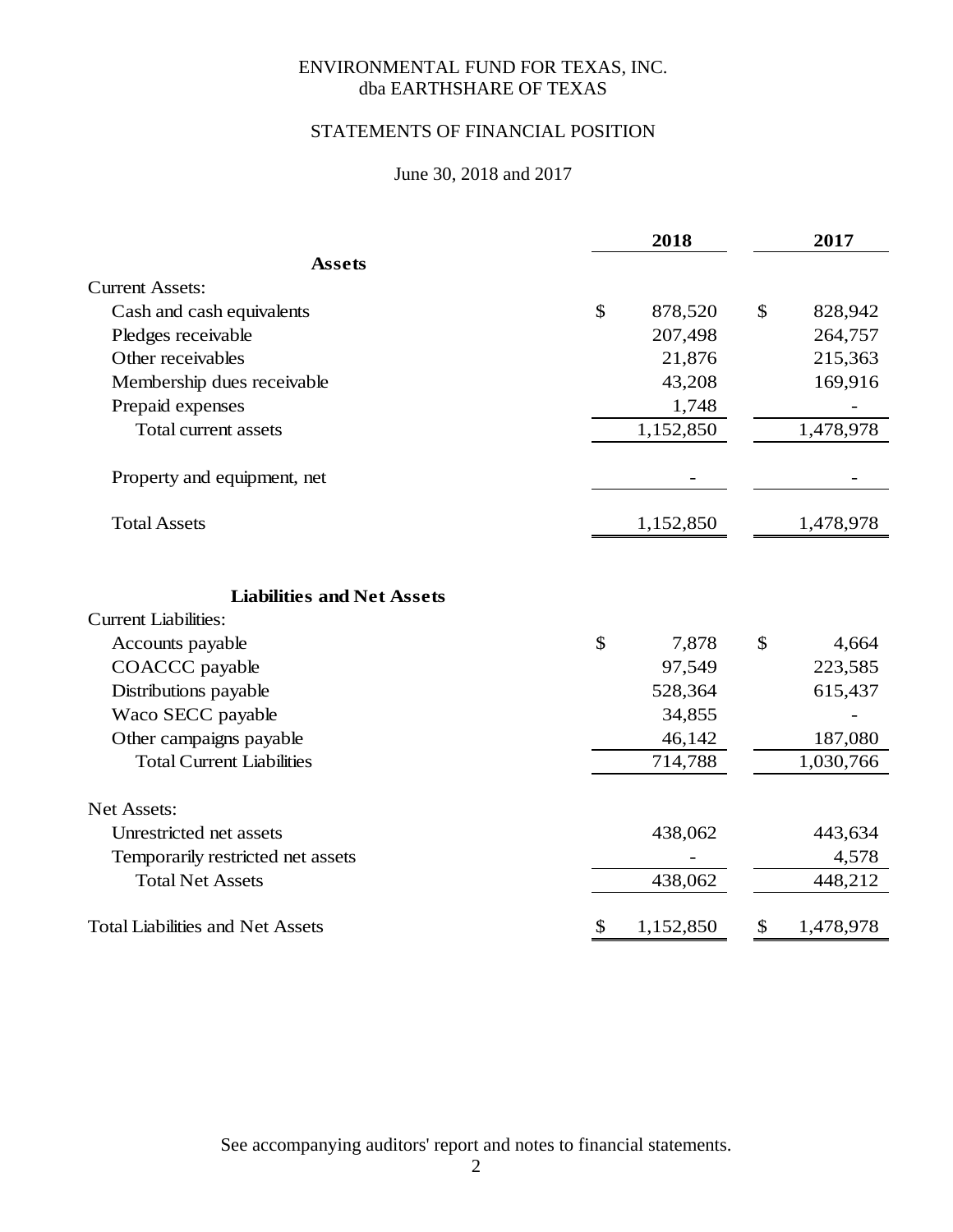# ENVIRONMENTAL FUND FOR TEXAS, INC.
## dba EARTHSHARE OF TEXAS

## STATEMENTS OF FINANCIAL POSITION

June 30, 2018 and 2017

| | 2018 | 2017 |
|---|---|---|
| **Assets** | | |
| Current Assets: | | |
| Cash and cash equivalents | $ 878,520 | $ 828,942 |
| Pledges receivable | 207,498 | 264,757 |
| Other receivables | 21,876 | 215,363 |
| Membership dues receivable | 43,208 | 169,916 |
| Prepaid expenses | 1,748 | - |
| Total current assets | 1,152,850 | 1,478,978 |
| Property and equipment, net | - | - |
| Total Assets | 1,152,850 | 1,478,978 |
| **Liabilities and Net Assets** | | |
| Current Liabilities: | | |
| Accounts payable | $ 7,878 | $ 4,664 |
| COACCC payable | 97,549 | 223,585 |
| Distributions payable | 528,364 | 615,437 |
| Waco SECC payable | 34,855 | - |
| Other campaigns payable | 46,142 | 187,080 |
| Total Current Liabilities | 714,788 | 1,030,766 |
| Net Assets: | | |
| Unrestricted net assets | 438,062 | 443,634 |
| Temporarily restricted net assets | - | 4,578 |
| Total Net Assets | 438,062 | 448,212 |
| Total Liabilities and Net Assets | $ 1,152,850 | $ 1,478,978 |

See accompanying auditors' report and notes to financial statements.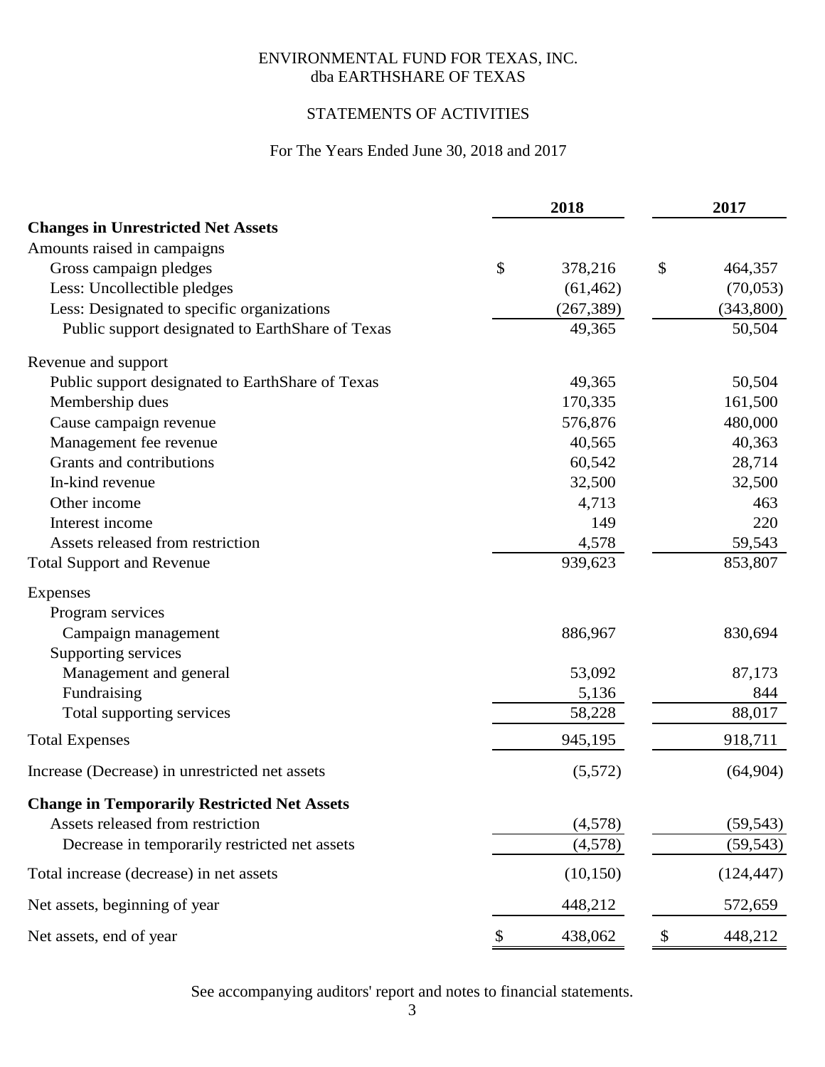ENVIRONMENTAL FUND FOR TEXAS, INC.
dba EARTHSHARE OF TEXAS

STATEMENTS OF ACTIVITIES

For The Years Ended June 30, 2018 and 2017

| | 2018 | 2017 |
|---|---|---|
| **Changes in Unrestricted Net Assets** | | |
| Amounts raised in campaigns | | |
| Gross campaign pledges | $ 378,216 | $ 464,357 |
| Less: Uncollectible pledges | (61,462) | (70,053) |
| Less: Designated to specific organizations | (267,389) | (343,800) |
| Public support designated to EarthShare of Texas | 49,365 | 50,504 |
| Revenue and support | | |
| Public support designated to EarthShare of Texas | 49,365 | 50,504 |
| Membership dues | 170,335 | 161,500 |
| Cause campaign revenue | 576,876 | 480,000 |
| Management fee revenue | 40,565 | 40,363 |
| Grants and contributions | 60,542 | 28,714 |
| In-kind revenue | 32,500 | 32,500 |
| Other income | 4,713 | 463 |
| Interest income | 149 | 220 |
| Assets released from restriction | 4,578 | 59,543 |
| Total Support and Revenue | 939,623 | 853,807 |
| Expenses | | |
| Program services | | |
| Campaign management | 886,967 | 830,694 |
| Supporting services | | |
| Management and general | 53,092 | 87,173 |
| Fundraising | 5,136 | 844 |
| Total supporting services | 58,228 | 88,017 |
| Total Expenses | 945,195 | 918,711 |
| Increase (Decrease) in unrestricted net assets | (5,572) | (64,904) |
| **Change in Temporarily Restricted Net Assets** | | |
| Assets released from restriction | (4,578) | (59,543) |
| Decrease in temporarily restricted net assets | (4,578) | (59,543) |
| Total increase (decrease) in net assets | (10,150) | (124,447) |
| Net assets, beginning of year | 448,212 | 572,659 |
| Net assets, end of year | $ 438,062 | $ 448,212 |

See accompanying auditors' report and notes to financial statements.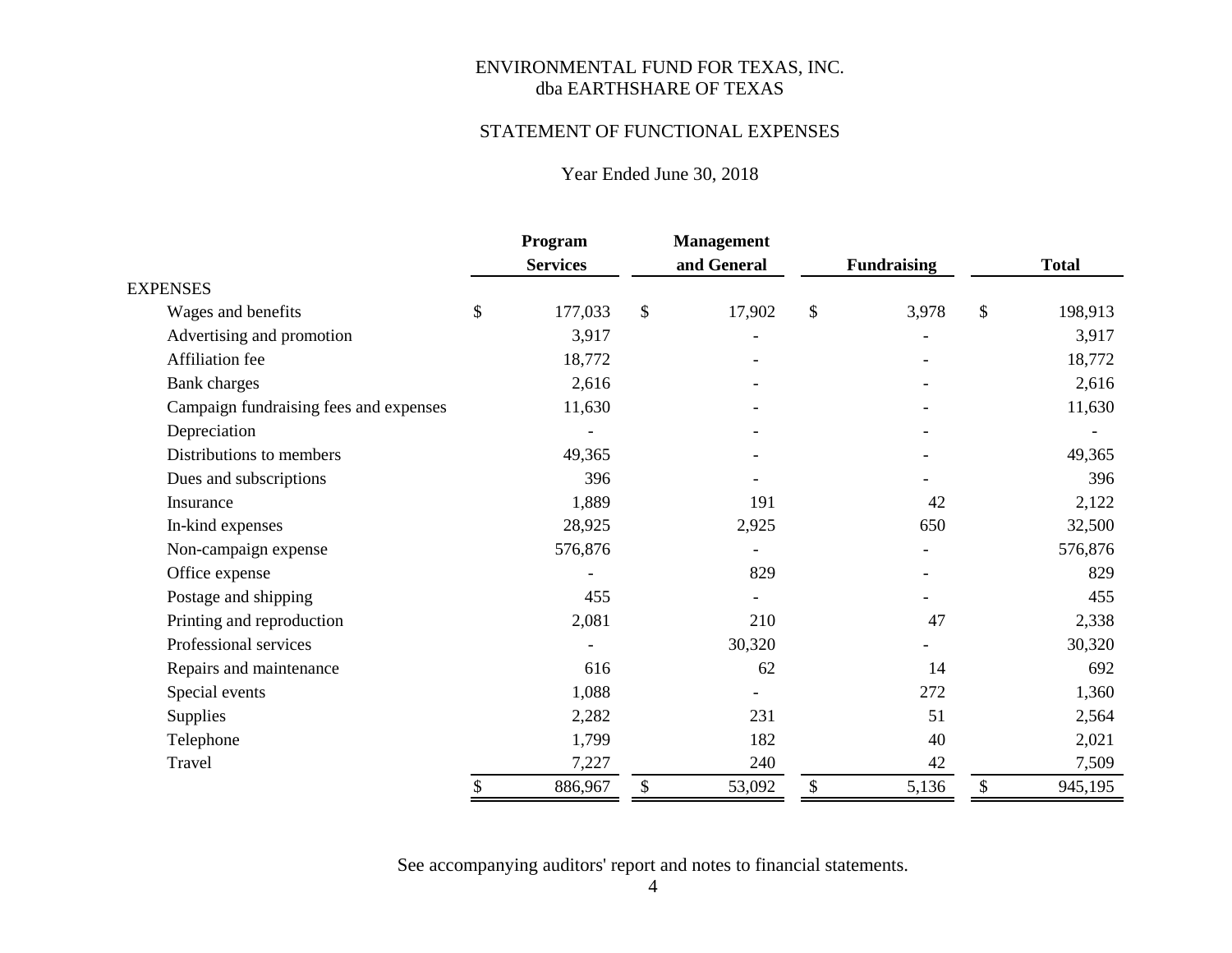# ENVIRONMENTAL FUND FOR TEXAS, INC.
## dba EARTHSHARE OF TEXAS

## STATEMENT OF FUNCTIONAL EXPENSES

Year Ended June 30, 2018

| | Program Services | Management and General | Fundraising | Total |
|---|---|---|---|---|
| **EXPENSES** | | | | |
| Wages and benefits | $ 177,033 | $ 17,902 | $ 3,978 | $ 198,913 |
| Advertising and promotion | 3,917 | - | - | 3,917 |
| Affiliation fee | 18,772 | - | - | 18,772 |
| Bank charges | 2,616 | - | - | 2,616 |
| Campaign fundraising fees and expenses | 11,630 | - | - | 11,630 |
| Depreciation | - | - | - | - |
| Distributions to members | 49,365 | - | - | 49,365 |
| Dues and subscriptions | 396 | - | - | 396 |
| Insurance | 1,889 | 191 | 42 | 2,122 |
| In-kind expenses | 28,925 | 2,925 | 650 | 32,500 |
| Non-campaign expense | 576,876 | - | - | 576,876 |
| Office expense | - | 829 | - | 829 |
| Postage and shipping | 455 | - | - | 455 |
| Printing and reproduction | 2,081 | 210 | 47 | 2,338 |
| Professional services | - | 30,320 | - | 30,320 |
| Repairs and maintenance | 616 | 62 | 14 | 692 |
| Special events | 1,088 | - | 272 | 1,360 |
| Supplies | 2,282 | 231 | 51 | 2,564 |
| Telephone | 1,799 | 182 | 40 | 2,021 |
| Travel | 7,227 | 240 | 42 | 7,509 |
| | $ 886,967 | $ 53,092 | $ 5,136 | $ 945,195 |

See accompanying auditors' report and notes to financial statements.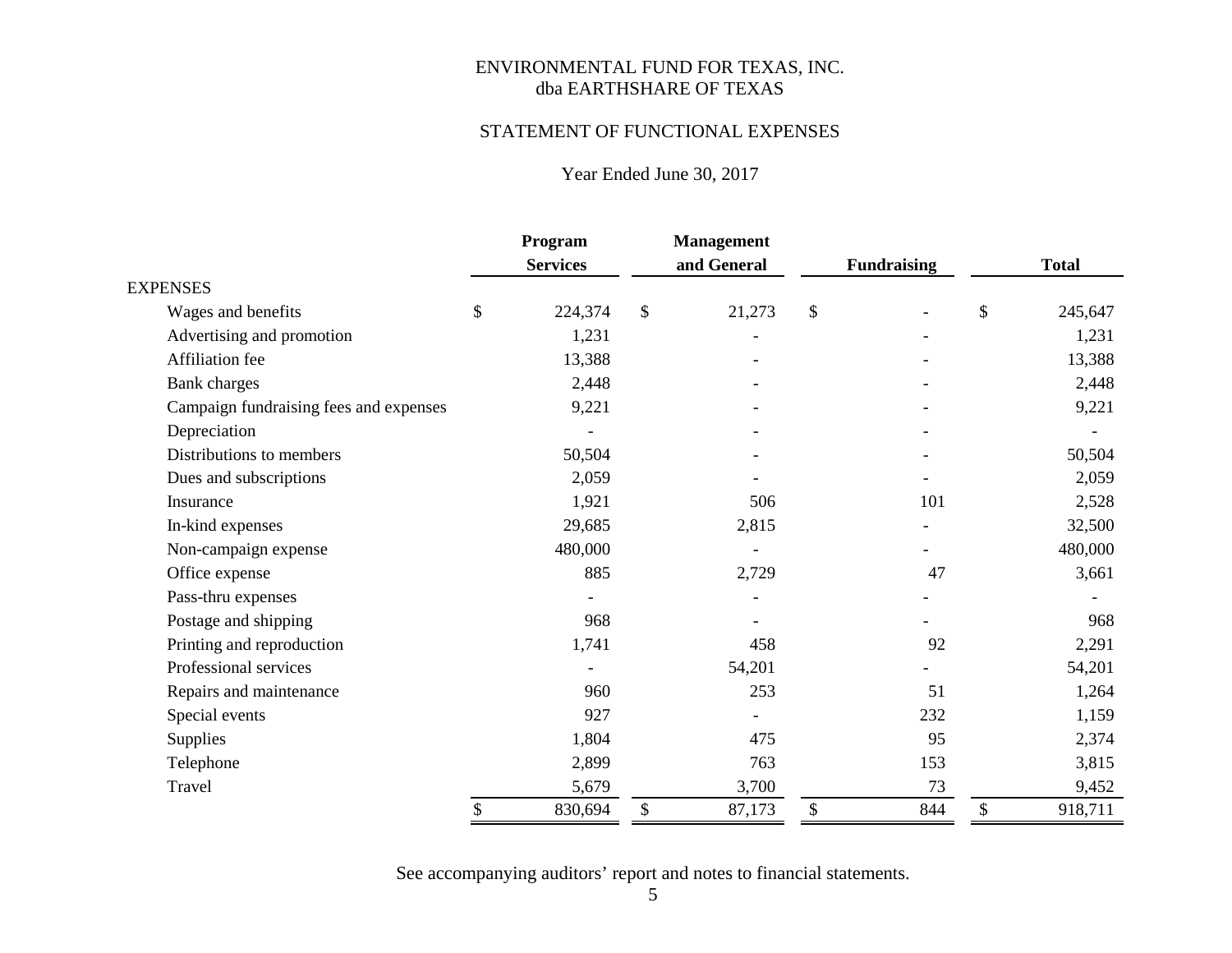# ENVIRONMENTAL FUND FOR TEXAS, INC.
## dba EARTHSHARE OF TEXAS

## STATEMENT OF FUNCTIONAL EXPENSES

Year Ended June 30, 2017

| | Program Services | Management and General | Fundraising | Total |
|---|---|---|---|---|
| EXPENSES | | | | |
| Wages and benefits | $ 224,374 | $ 21,273 | $ - | $ 245,647 |
| Advertising and promotion | 1,231 | - | - | 1,231 |
| Affiliation fee | 13,388 | - | - | 13,388 |
| Bank charges | 2,448 | - | - | 2,448 |
| Campaign fundraising fees and expenses | 9,221 | - | - | 9,221 |
| Depreciation | - | - | - | - |
| Distributions to members | 50,504 | - | - | 50,504 |
| Dues and subscriptions | 2,059 | - | - | 2,059 |
| Insurance | 1,921 | 506 | 101 | 2,528 |
| In-kind expenses | 29,685 | 2,815 | - | 32,500 |
| Non-campaign expense | 480,000 | - | - | 480,000 |
| Office expense | 885 | 2,729 | 47 | 3,661 |
| Pass-thru expenses | - | - | - | - |
| Postage and shipping | 968 | - | - | 968 |
| Printing and reproduction | 1,741 | 458 | 92 | 2,291 |
| Professional services | - | 54,201 | - | 54,201 |
| Repairs and maintenance | 960 | 253 | 51 | 1,264 |
| Special events | 927 | - | 232 | 1,159 |
| Supplies | 1,804 | 475 | 95 | 2,374 |
| Telephone | 2,899 | 763 | 153 | 3,815 |
| Travel | 5,679 | 3,700 | 73 | 9,452 |
| | $ 830,694 | $ 87,173 | $ 844 | $ 918,711 |

See accompanying auditors' report and notes to financial statements.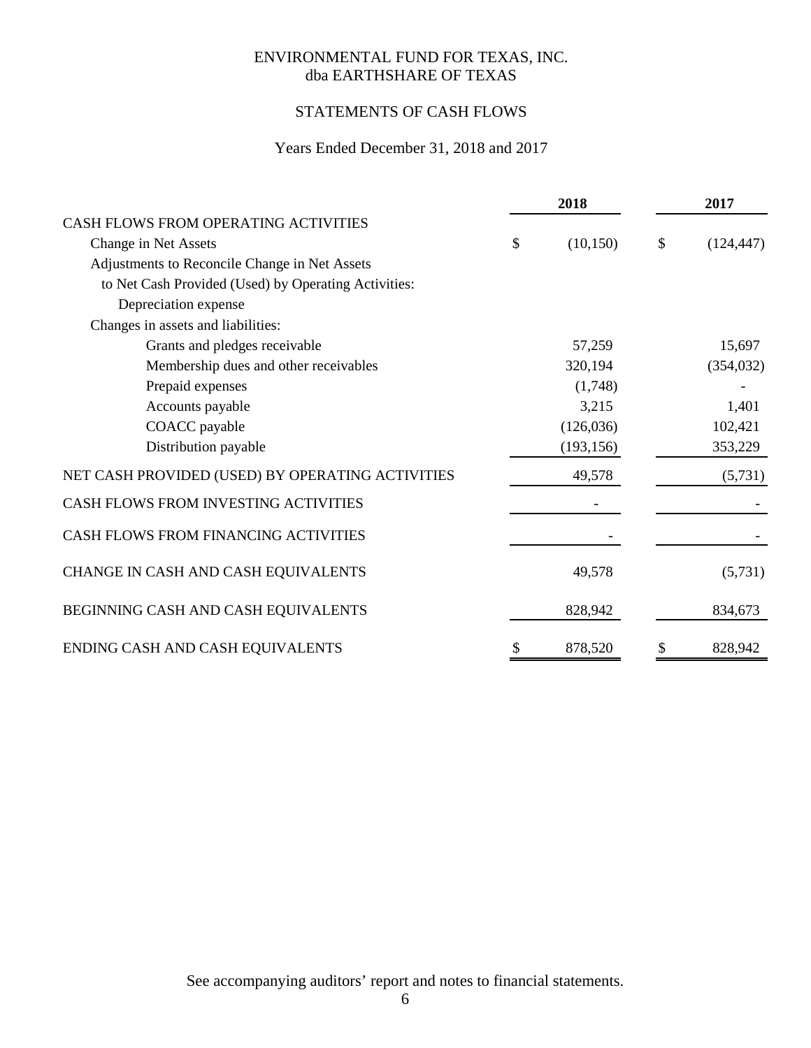# ENVIRONMENTAL FUND FOR TEXAS, INC.
## dba EARTHSHARE OF TEXAS

## STATEMENTS OF CASH FLOWS

### Years Ended December 31, 2018 and 2017

| | 2018 | 2017 |
|---|---|---|
| CASH FLOWS FROM OPERATING ACTIVITIES | | |
| Change in Net Assets | $ (10,150) | $ (124,447) |
| Adjustments to Reconcile Change in Net Assets | | |
| to Net Cash Provided (Used) by Operating Activities: | | |
| Depreciation expense | | |
| Changes in assets and liabilities: | | |
| Grants and pledges receivable | 57,259 | 15,697 |
| Membership dues and other receivables | 320,194 | (354,032) |
| Prepaid expenses | (1,748) | - |
| Accounts payable | 3,215 | 1,401 |
| COACC payable | (126,036) | 102,421 |
| Distribution payable | (193,156) | 353,229 |
| NET CASH PROVIDED (USED) BY OPERATING ACTIVITIES | 49,578 | (5,731) |
| CASH FLOWS FROM INVESTING ACTIVITIES | - | - |
| CASH FLOWS FROM FINANCING ACTIVITIES | - | - |
| CHANGE IN CASH AND CASH EQUIVALENTS | 49,578 | (5,731) |
| BEGINNING CASH AND CASH EQUIVALENTS | 828,942 | 834,673 |
| ENDING CASH AND CASH EQUIVALENTS | $ 878,520 | $ 828,942 |

See accompanying auditors' report and notes to financial statements.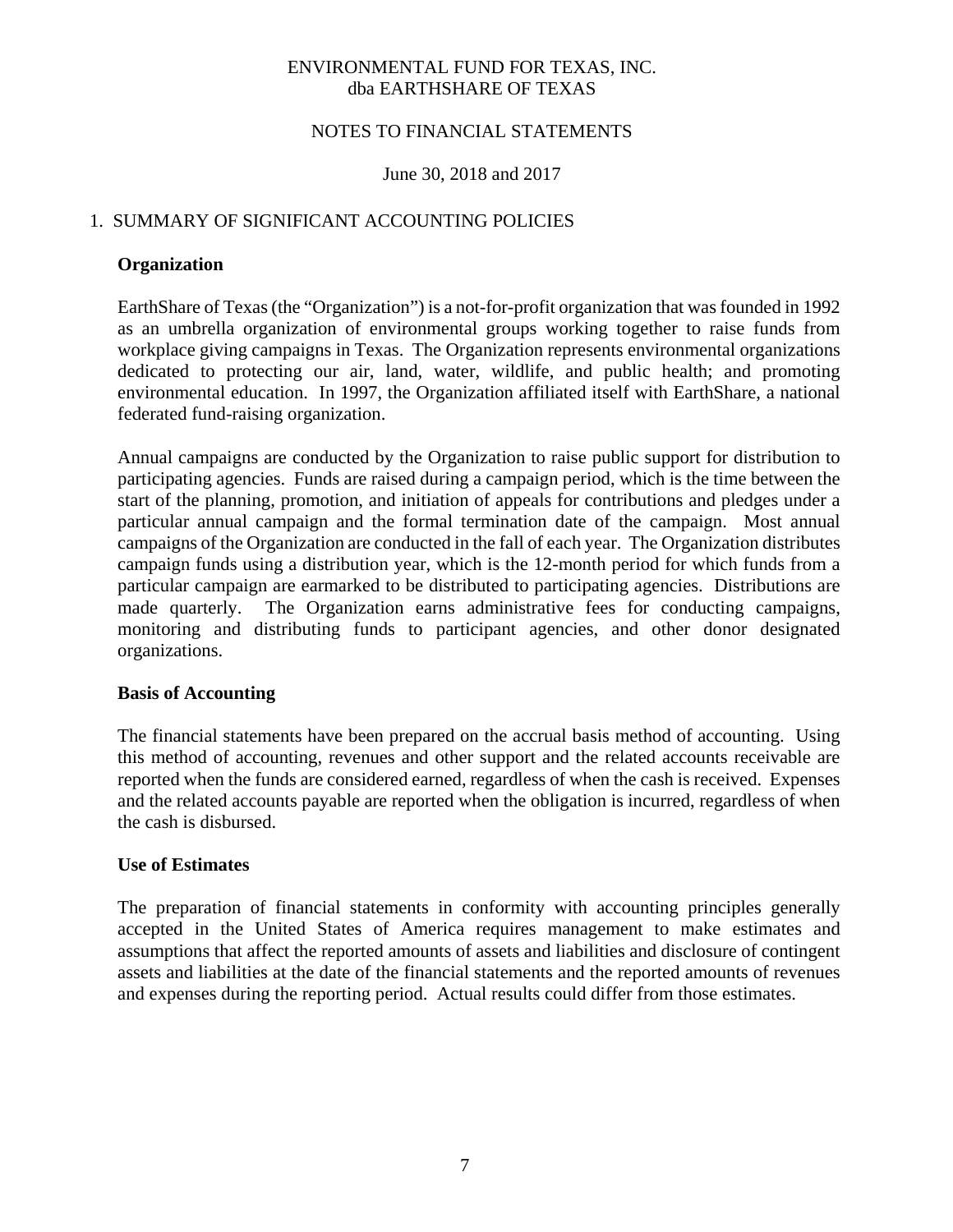ENVIRONMENTAL FUND FOR TEXAS, INC.
dba EARTHSHARE OF TEXAS

NOTES TO FINANCIAL STATEMENTS

June 30, 2018 and 2017

## 1. SUMMARY OF SIGNIFICANT ACCOUNTING POLICIES

### Organization

EarthShare of Texas (the "Organization") is a not-for-profit organization that was founded in 1992 as an umbrella organization of environmental groups working together to raise funds from workplace giving campaigns in Texas. The Organization represents environmental organizations dedicated to protecting our air, land, water, wildlife, and public health; and promoting environmental education. In 1997, the Organization affiliated itself with EarthShare, a national federated fund-raising organization.

Annual campaigns are conducted by the Organization to raise public support for distribution to participating agencies. Funds are raised during a campaign period, which is the time between the start of the planning, promotion, and initiation of appeals for contributions and pledges under a particular annual campaign and the formal termination date of the campaign. Most annual campaigns of the Organization are conducted in the fall of each year. The Organization distributes campaign funds using a distribution year, which is the 12-month period for which funds from a particular campaign are earmarked to be distributed to participating agencies. Distributions are made quarterly. The Organization earns administrative fees for conducting campaigns, monitoring and distributing funds to participant agencies, and other donor designated organizations.

### Basis of Accounting

The financial statements have been prepared on the accrual basis method of accounting. Using this method of accounting, revenues and other support and the related accounts receivable are reported when the funds are considered earned, regardless of when the cash is received. Expenses and the related accounts payable are reported when the obligation is incurred, regardless of when the cash is disbursed.

### Use of Estimates

The preparation of financial statements in conformity with accounting principles generally accepted in the United States of America requires management to make estimates and assumptions that affect the reported amounts of assets and liabilities and disclosure of contingent assets and liabilities at the date of the financial statements and the reported amounts of revenues and expenses during the reporting period. Actual results could differ from those estimates.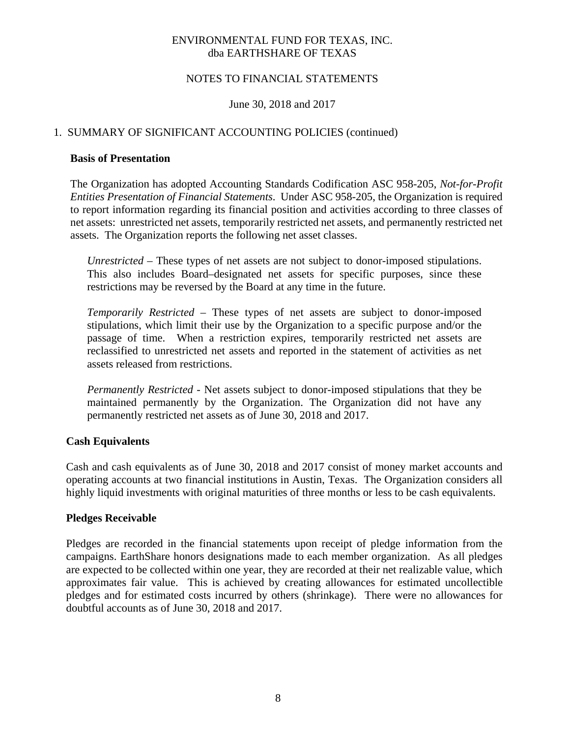# ENVIRONMENTAL FUND FOR TEXAS, INC.
## dba EARTHSHARE OF TEXAS

## NOTES TO FINANCIAL STATEMENTS

June 30, 2018 and 2017

1. SUMMARY OF SIGNIFICANT ACCOUNTING POLICIES (continued)

**Basis of Presentation**

The Organization has adopted Accounting Standards Codification ASC 958-205, *Not-for-Profit Entities Presentation of Financial Statements*. Under ASC 958-205, the Organization is required to report information regarding its financial position and activities according to three classes of net assets: unrestricted net assets, temporarily restricted net assets, and permanently restricted net assets. The Organization reports the following net asset classes.

*Unrestricted* – These types of net assets are not subject to donor-imposed stipulations. This also includes Board–designated net assets for specific purposes, since these restrictions may be reversed by the Board at any time in the future.

*Temporarily Restricted* – These types of net assets are subject to donor-imposed stipulations, which limit their use by the Organization to a specific purpose and/or the passage of time. When a restriction expires, temporarily restricted net assets are reclassified to unrestricted net assets and reported in the statement of activities as net assets released from restrictions.

*Permanently Restricted* - Net assets subject to donor-imposed stipulations that they be maintained permanently by the Organization. The Organization did not have any permanently restricted net assets as of June 30, 2018 and 2017.

**Cash Equivalents**

Cash and cash equivalents as of June 30, 2018 and 2017 consist of money market accounts and operating accounts at two financial institutions in Austin, Texas. The Organization considers all highly liquid investments with original maturities of three months or less to be cash equivalents.

**Pledges Receivable**

Pledges are recorded in the financial statements upon receipt of pledge information from the campaigns. EarthShare honors designations made to each member organization. As all pledges are expected to be collected within one year, they are recorded at their net realizable value, which approximates fair value. This is achieved by creating allowances for estimated uncollectible pledges and for estimated costs incurred by others (shrinkage). There were no allowances for doubtful accounts as of June 30, 2018 and 2017.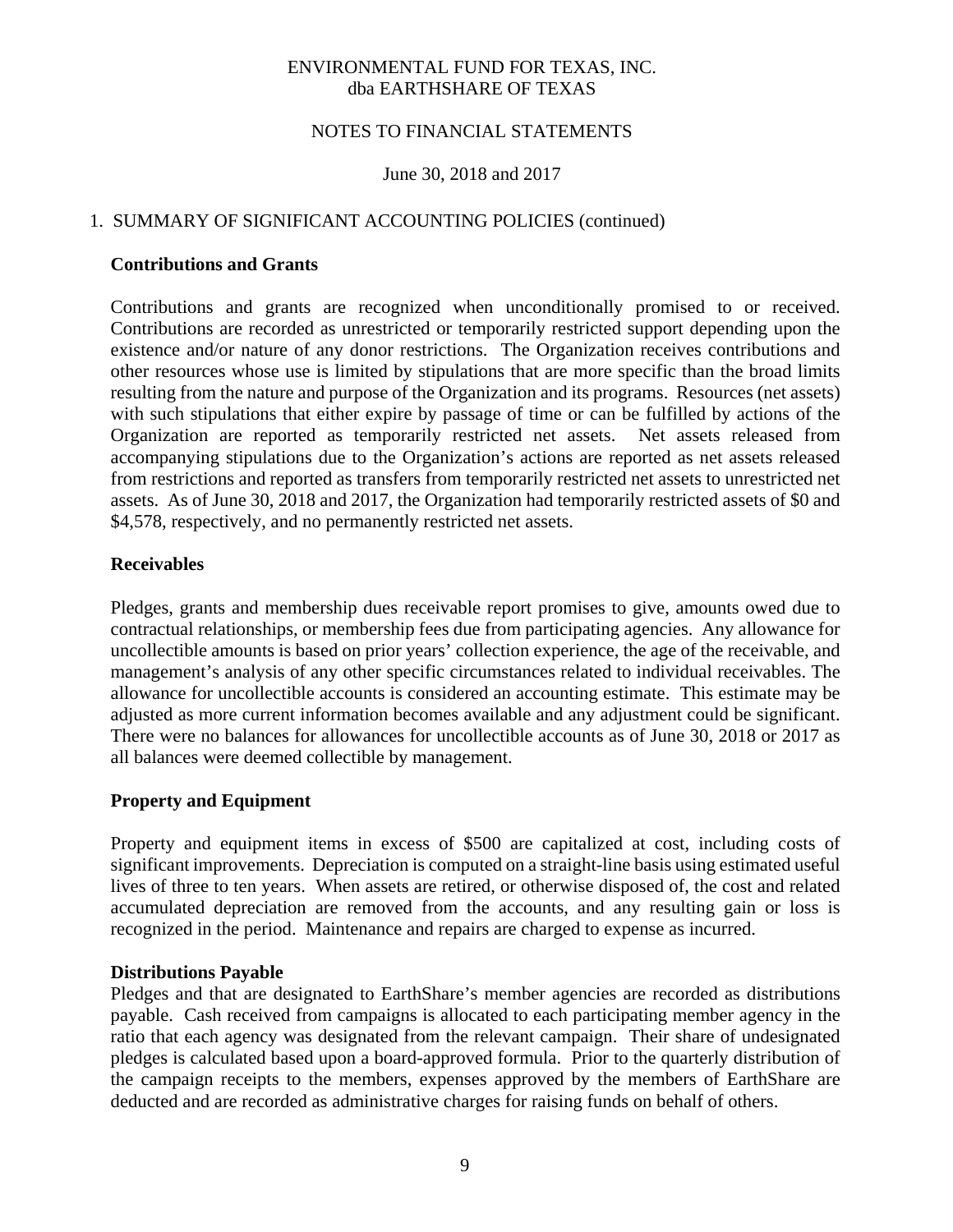ENVIRONMENTAL FUND FOR TEXAS, INC.
dba EARTHSHARE OF TEXAS

NOTES TO FINANCIAL STATEMENTS

June 30, 2018 and 2017

1. SUMMARY OF SIGNIFICANT ACCOUNTING POLICIES (continued)

**Contributions and Grants**

Contributions and grants are recognized when unconditionally promised to or received. Contributions are recorded as unrestricted or temporarily restricted support depending upon the existence and/or nature of any donor restrictions. The Organization receives contributions and other resources whose use is limited by stipulations that are more specific than the broad limits resulting from the nature and purpose of the Organization and its programs. Resources (net assets) with such stipulations that either expire by passage of time or can be fulfilled by actions of the Organization are reported as temporarily restricted net assets. Net assets released from accompanying stipulations due to the Organization's actions are reported as net assets released from restrictions and reported as transfers from temporarily restricted net assets to unrestricted net assets. As of June 30, 2018 and 2017, the Organization had temporarily restricted assets of $0 and $4,578, respectively, and no permanently restricted net assets.

**Receivables**

Pledges, grants and membership dues receivable report promises to give, amounts owed due to contractual relationships, or membership fees due from participating agencies. Any allowance for uncollectible amounts is based on prior years' collection experience, the age of the receivable, and management's analysis of any other specific circumstances related to individual receivables. The allowance for uncollectible accounts is considered an accounting estimate. This estimate may be adjusted as more current information becomes available and any adjustment could be significant. There were no balances for allowances for uncollectible accounts as of June 30, 2018 or 2017 as all balances were deemed collectible by management.

**Property and Equipment**

Property and equipment items in excess of $500 are capitalized at cost, including costs of significant improvements. Depreciation is computed on a straight-line basis using estimated useful lives of three to ten years. When assets are retired, or otherwise disposed of, the cost and related accumulated depreciation are removed from the accounts, and any resulting gain or loss is recognized in the period. Maintenance and repairs are charged to expense as incurred.

**Distributions Payable**

Pledges and that are designated to EarthShare's member agencies are recorded as distributions payable. Cash received from campaigns is allocated to each participating member agency in the ratio that each agency was designated from the relevant campaign. Their share of undesignated pledges is calculated based upon a board-approved formula. Prior to the quarterly distribution of the campaign receipts to the members, expenses approved by the members of EarthShare are deducted and are recorded as administrative charges for raising funds on behalf of others.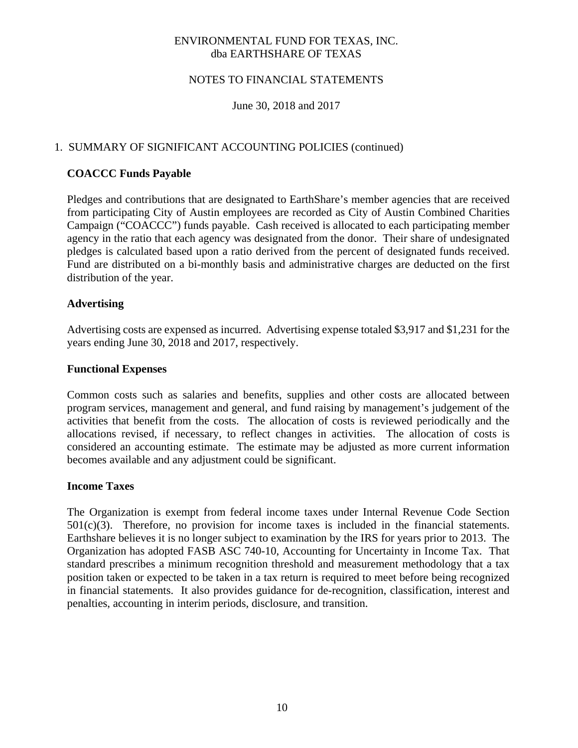ENVIRONMENTAL FUND FOR TEXAS, INC.
dba EARTHSHARE OF TEXAS

NOTES TO FINANCIAL STATEMENTS

June 30, 2018 and 2017

1. SUMMARY OF SIGNIFICANT ACCOUNTING POLICIES (continued)

**COACCC Funds Payable**

Pledges and contributions that are designated to EarthShare's member agencies that are received from participating City of Austin employees are recorded as City of Austin Combined Charities Campaign ("COACCC") funds payable. Cash received is allocated to each participating member agency in the ratio that each agency was designated from the donor. Their share of undesignated pledges is calculated based upon a ratio derived from the percent of designated funds received. Fund are distributed on a bi-monthly basis and administrative charges are deducted on the first distribution of the year.

**Advertising**

Advertising costs are expensed as incurred. Advertising expense totaled $3,917 and $1,231 for the years ending June 30, 2018 and 2017, respectively.

**Functional Expenses**

Common costs such as salaries and benefits, supplies and other costs are allocated between program services, management and general, and fund raising by management's judgement of the activities that benefit from the costs. The allocation of costs is reviewed periodically and the allocations revised, if necessary, to reflect changes in activities. The allocation of costs is considered an accounting estimate. The estimate may be adjusted as more current information becomes available and any adjustment could be significant.

**Income Taxes**

The Organization is exempt from federal income taxes under Internal Revenue Code Section 501(c)(3). Therefore, no provision for income taxes is included in the financial statements. Earthshare believes it is no longer subject to examination by the IRS for years prior to 2013. The Organization has adopted FASB ASC 740-10, Accounting for Uncertainty in Income Tax. That standard prescribes a minimum recognition threshold and measurement methodology that a tax position taken or expected to be taken in a tax return is required to meet before being recognized in financial statements. It also provides guidance for de-recognition, classification, interest and penalties, accounting in interim periods, disclosure, and transition.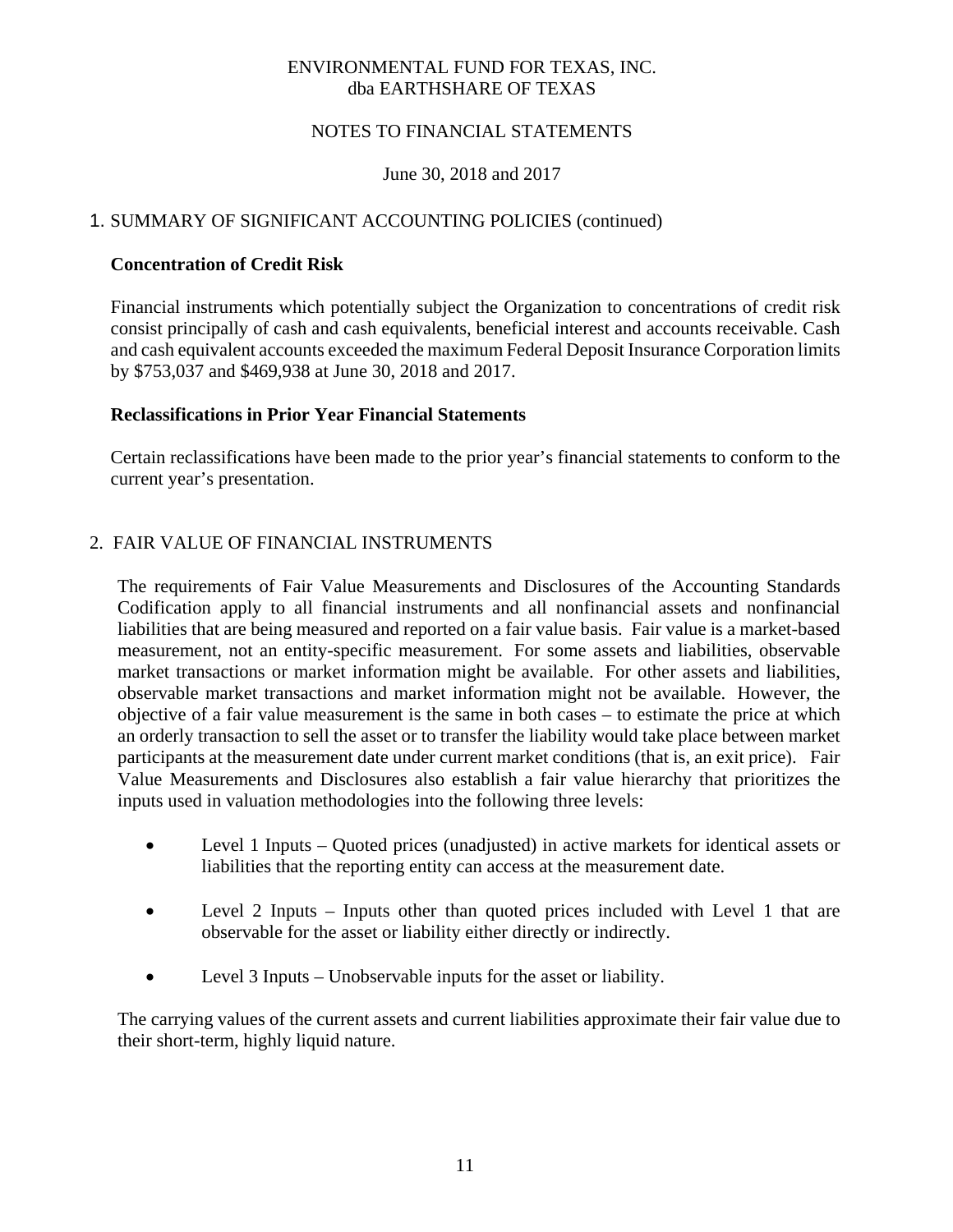## 1. SUMMARY OF SIGNIFICANT ACCOUNTING POLICIES (continued)

### Concentration of Credit Risk

Financial instruments which potentially subject the Organization to concentrations of credit risk consist principally of cash and cash equivalents, beneficial interest and accounts receivable. Cash and cash equivalent accounts exceeded the maximum Federal Deposit Insurance Corporation limits by $753,037 and $469,938 at June 30, 2018 and 2017.

### Reclassifications in Prior Year Financial Statements

Certain reclassifications have been made to the prior year's financial statements to conform to the current year's presentation.

## 2. FAIR VALUE OF FINANCIAL INSTRUMENTS

The requirements of Fair Value Measurements and Disclosures of the Accounting Standards Codification apply to all financial instruments and all nonfinancial assets and nonfinancial liabilities that are being measured and reported on a fair value basis. Fair value is a market-based measurement, not an entity-specific measurement. For some assets and liabilities, observable market transactions or market information might be available. For other assets and liabilities, observable market transactions and market information might not be available. However, the objective of a fair value measurement is the same in both cases – to estimate the price at which an orderly transaction to sell the asset or to transfer the liability would take place between market participants at the measurement date under current market conditions (that is, an exit price). Fair Value Measurements and Disclosures also establish a fair value hierarchy that prioritizes the inputs used in valuation methodologies into the following three levels:

- Level 1 Inputs – Quoted prices (unadjusted) in active markets for identical assets or liabilities that the reporting entity can access at the measurement date.
- Level 2 Inputs – Inputs other than quoted prices included with Level 1 that are observable for the asset or liability either directly or indirectly.
- Level 3 Inputs – Unobservable inputs for the asset or liability.

The carrying values of the current assets and current liabilities approximate their fair value due to their short-term, highly liquid nature.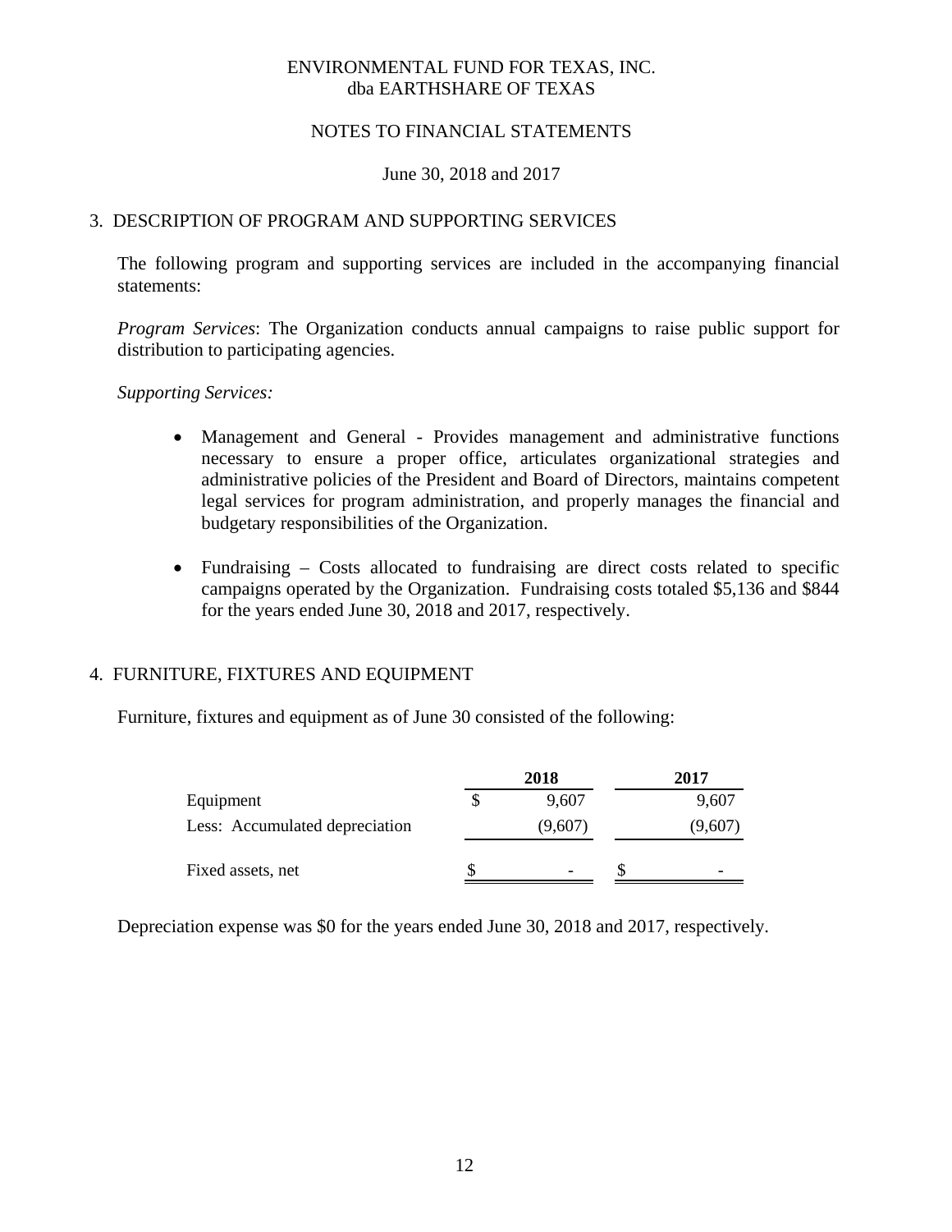# ENVIRONMENTAL FUND FOR TEXAS, INC.
dba EARTHSHARE OF TEXAS

NOTES TO FINANCIAL STATEMENTS

June 30, 2018 and 2017

## 3. DESCRIPTION OF PROGRAM AND SUPPORTING SERVICES

The following program and supporting services are included in the accompanying financial statements:

*Program Services*: The Organization conducts annual campaigns to raise public support for distribution to participating agencies.

*Supporting Services:*

- Management and General - Provides management and administrative functions necessary to ensure a proper office, articulates organizational strategies and administrative policies of the President and Board of Directors, maintains competent legal services for program administration, and properly manages the financial and budgetary responsibilities of the Organization.

- Fundraising – Costs allocated to fundraising are direct costs related to specific campaigns operated by the Organization. Fundraising costs totaled $5,136 and $844 for the years ended June 30, 2018 and 2017, respectively.

## 4. FURNITURE, FIXTURES AND EQUIPMENT

Furniture, fixtures and equipment as of June 30 consisted of the following:

| | 2018 | 2017 |
|---|---|---|
| Equipment | $ 9,607 | 9,607 |
| Less: Accumulated depreciation | (9,607) | (9,607) |
| Fixed assets, net | $ - | $ - |

Depreciation expense was $0 for the years ended June 30, 2018 and 2017, respectively.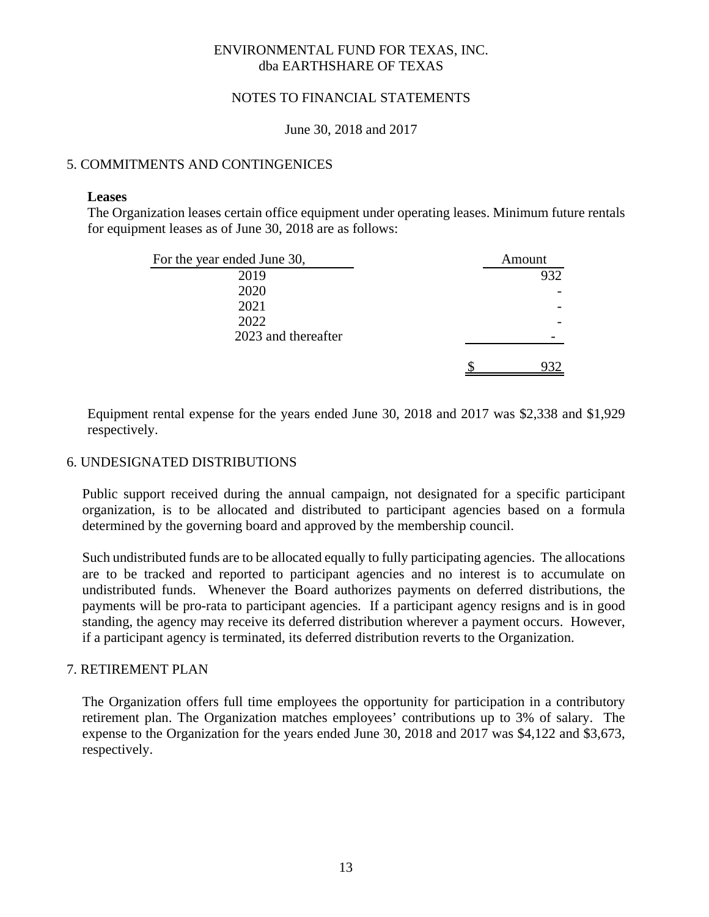ENVIRONMENTAL FUND FOR TEXAS, INC.
dba EARTHSHARE OF TEXAS

NOTES TO FINANCIAL STATEMENTS

June 30, 2018 and 2017

## 5. COMMITMENTS AND CONTINGENICES

**Leases**

The Organization leases certain office equipment under operating leases. Minimum future rentals for equipment leases as of June 30, 2018 are as follows:

| For the year ended June 30, | Amount |
|---|---|
| 2019 | 932 |
| 2020 | - |
| 2021 | - |
| 2022 | - |
| 2023 and thereafter | - |
| | $ 932 |

Equipment rental expense for the years ended June 30, 2018 and 2017 was $2,338 and $1,929 respectively.

## 6. UNDESIGNATED DISTRIBUTIONS

Public support received during the annual campaign, not designated for a specific participant organization, is to be allocated and distributed to participant agencies based on a formula determined by the governing board and approved by the membership council.

Such undistributed funds are to be allocated equally to fully participating agencies. The allocations are to be tracked and reported to participant agencies and no interest is to accumulate on undistributed funds. Whenever the Board authorizes payments on deferred distributions, the payments will be pro-rata to participant agencies. If a participant agency resigns and is in good standing, the agency may receive its deferred distribution wherever a payment occurs. However, if a participant agency is terminated, its deferred distribution reverts to the Organization.

## 7. RETIREMENT PLAN

The Organization offers full time employees the opportunity for participation in a contributory retirement plan. The Organization matches employees' contributions up to 3% of salary. The expense to the Organization for the years ended June 30, 2018 and 2017 was $4,122 and $3,673, respectively.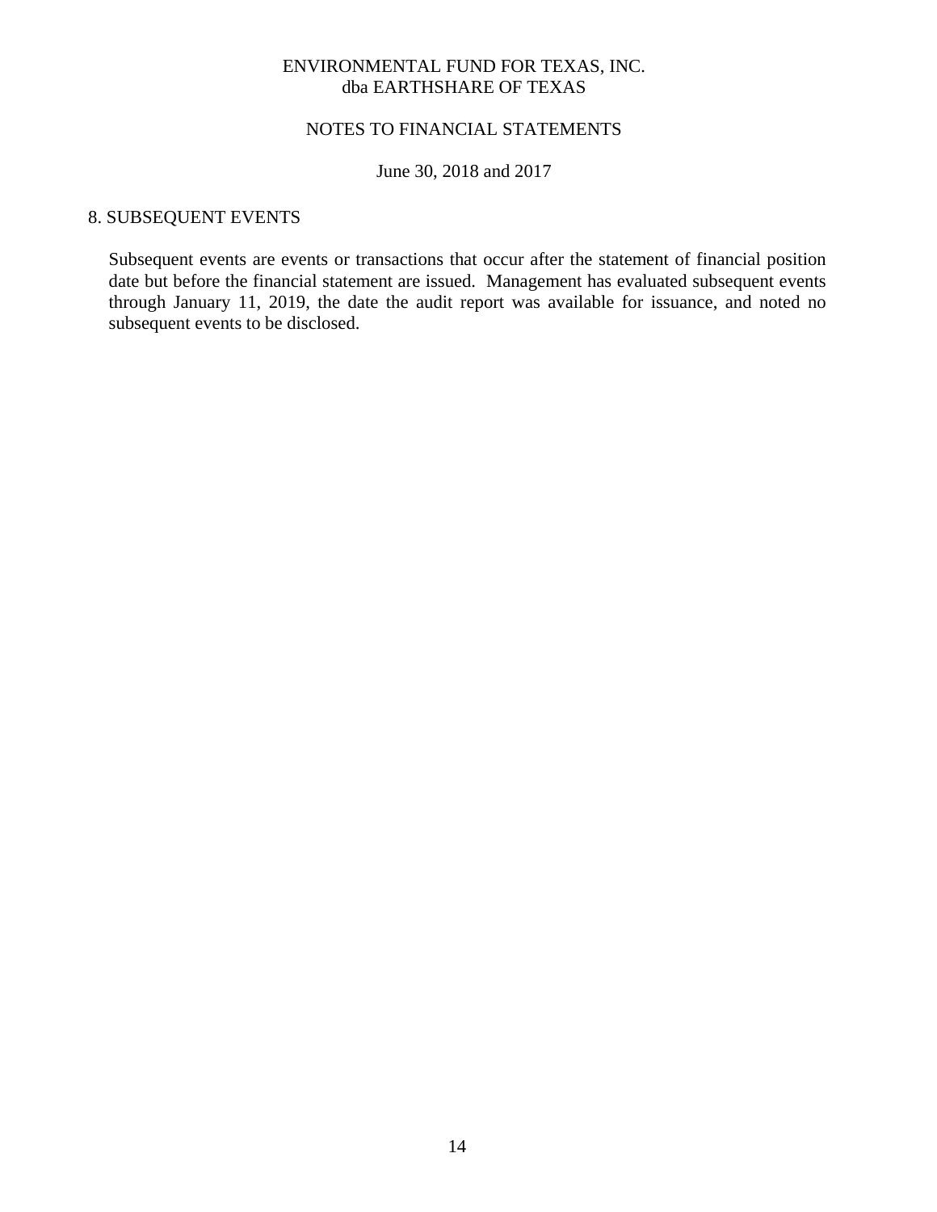ENVIRONMENTAL FUND FOR TEXAS, INC.
dba EARTHSHARE OF TEXAS

NOTES TO FINANCIAL STATEMENTS

June 30, 2018 and 2017

## 8. SUBSEQUENT EVENTS

Subsequent events are events or transactions that occur after the statement of financial position date but before the financial statement are issued. Management has evaluated subsequent events through January 11, 2019, the date the audit report was available for issuance, and noted no subsequent events to be disclosed.